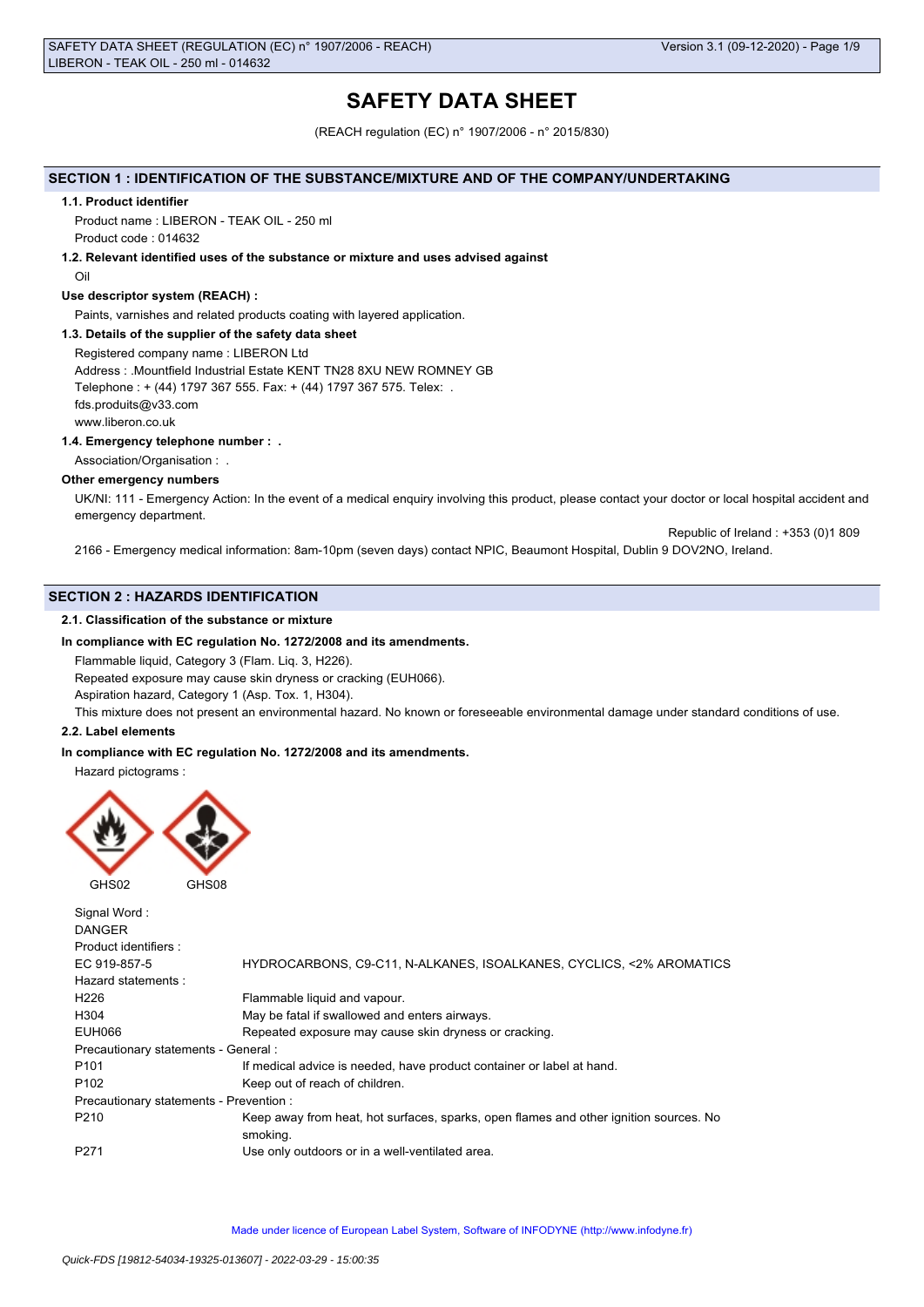# SAFETY DATA SHEET

(REACH regulation (EC) n° 1907/2006 - n° 2015/830)

## SECTION 1 : IDENTIFICATION OF THE SUBSTANCE/MIXTURE AND OF THE COMPANY/UNDERTAKING

### 1.1. Product identifier

Product name : LIBERON - TEAK OIL - 250 ml

Product code : 014632

### 1.2. Relevant identified uses of the substance or mixture and uses advised against

Oil

**Use descriptor system (REACH) :**

Paints, varnishes and related products coating with layered application.

### 1.3. Details of the supplier of the safety data sheet

Registered company name : LIBERON Ltd

Address : .Mountfield Industrial Estate KENT TN28 8XU NEW ROMNEY GB

Telephone : + (44) 1797 367 555. Fax: + (44) 1797 367 575. Telex: .

fds.produits@v33.com

www.liberon.co.uk

### 1.4. Emergency telephone number : .

Association/Organisation : .

**Other emergency numbers**

UK/NI: 111 - Emergency Action: In the event of a medical enquiry involving this product, please contact your doctor or local hospital accident and emergency department.

Republic of Ireland : +353 (0)1 809 2166 - Emergency medical information: 8am-10pm (seven days) contact NPIC, Beaumont Hospital, Dublin 9 DOV2NO, Ireland.

## SECTION 2 : HAZARDS IDENTIFICATION

### 2.1. Classification of the substance or mixture

**In compliance with EC regulation No. 1272/2008 and its amendments.**

Flammable liquid, Category 3 (Flam. Liq. 3, H226).

Repeated exposure may cause skin dryness or cracking (EUH066).

Aspiration hazard, Category 1 (Asp. Tox. 1, H304).

This mixture does not present an environmental hazard. No known or foreseeable environmental damage under standard conditions of use.

### 2.2. Label elements

**In compliance with EC regulation No. 1272/2008 and its amendments.**

Hazard pictograms :

GHS02 GHS08

Signal Word :

DANGER

Product identifiers :

| | |
|---|---|
| EC 919-857-5 | HYDROCARBONS, C9-C11, N-ALKANES, ISOALKANES, CYCLICS, <2% AROMATICS |

Hazard statements :

| | |
|---|---|
| H226 | Flammable liquid and vapour. |
| H304 | May be fatal if swallowed and enters airways. |
| EUH066 | Repeated exposure may cause skin dryness or cracking. |

Precautionary statements - General :

| | |
|---|---|
| P101 | If medical advice is needed, have product container or label at hand. |
| P102 | Keep out of reach of children. |

Precautionary statements - Prevention :

| | |
|---|---|
| P210 | Keep away from heat, hot surfaces, sparks, open flames and other ignition sources. No smoking. |
| P271 | Use only outdoors or in a well-ventilated area. |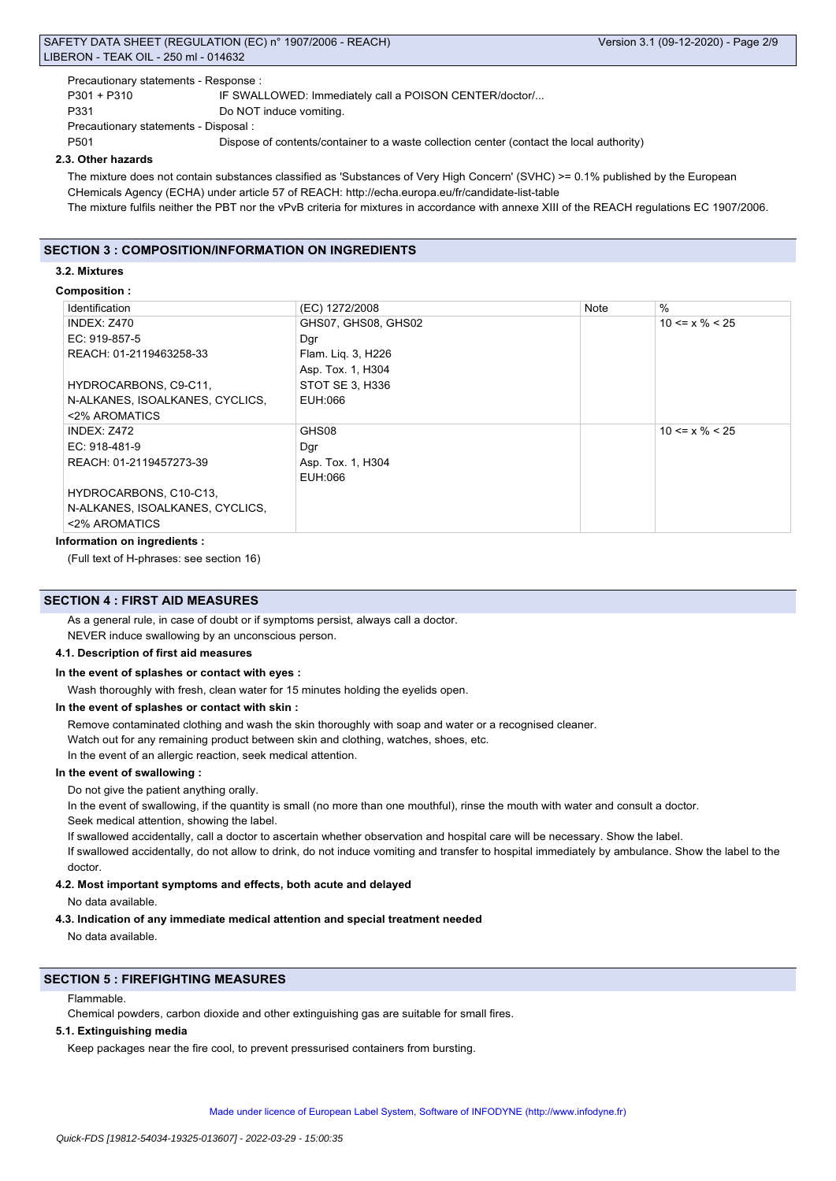Precautionary statements - Response :

P301 + P310 IF SWALLOWED: Immediately call a POISON CENTER/doctor/...

P331 Do NOT induce vomiting.

Precautionary statements - Disposal :

P501 Dispose of contents/container to a waste collection center (contact the local authority)

### 2.3. Other hazards

The mixture does not contain substances classified as 'Substances of Very High Concern' (SVHC) >= 0.1% published by the European CHemicals Agency (ECHA) under article 57 of REACH: http://echa.europa.eu/fr/candidate-list-table

The mixture fulfils neither the PBT nor the vPvB criteria for mixtures in accordance with annexe XIII of the REACH regulations EC 1907/2006.

## SECTION 3 : COMPOSITION/INFORMATION ON INGREDIENTS

### 3.2. Mixtures

**Composition :**

| Identification | (EC) 1272/2008 | Note | % |
|---|---|---|---|
| INDEX: Z470<br>EC: 919-857-5<br>REACH: 01-2119463258-33<br><br>HYDROCARBONS, C9-C11, N-ALKANES, ISOALKANES, CYCLICS, <2% AROMATICS | GHS07, GHS08, GHS02<br>Dgr<br>Flam. Liq. 3, H226<br>Asp. Tox. 1, H304<br>STOT SE 3, H336<br>EUH:066 | | 10 <= x % < 25 |
| INDEX: Z472<br>EC: 918-481-9<br>REACH: 01-2119457273-39<br><br>HYDROCARBONS, C10-C13, N-ALKANES, ISOALKANES, CYCLICS, <2% AROMATICS | GHS08<br>Dgr<br>Asp. Tox. 1, H304<br>EUH:066 | | 10 <= x % < 25 |

**Information on ingredients :**

(Full text of H-phrases: see section 16)

## SECTION 4 : FIRST AID MEASURES

As a general rule, in case of doubt or if symptoms persist, always call a doctor.

NEVER induce swallowing by an unconscious person.

### 4.1. Description of first aid measures

**In the event of splashes or contact with eyes :**

Wash thoroughly with fresh, clean water for 15 minutes holding the eyelids open.

**In the event of splashes or contact with skin :**

Remove contaminated clothing and wash the skin thoroughly with soap and water or a recognised cleaner.

Watch out for any remaining product between skin and clothing, watches, shoes, etc.

In the event of an allergic reaction, seek medical attention.

**In the event of swallowing :**

Do not give the patient anything orally.

In the event of swallowing, if the quantity is small (no more than one mouthful), rinse the mouth with water and consult a doctor.

Seek medical attention, showing the label.

If swallowed accidentally, call a doctor to ascertain whether observation and hospital care will be necessary. Show the label.

If swallowed accidentally, do not allow to drink, do not induce vomiting and transfer to hospital immediately by ambulance. Show the label to the doctor.

### 4.2. Most important symptoms and effects, both acute and delayed

No data available.

### 4.3. Indication of any immediate medical attention and special treatment needed

No data available.

## SECTION 5 : FIREFIGHTING MEASURES

Flammable.

Chemical powders, carbon dioxide and other extinguishing gas are suitable for small fires.

### 5.1. Extinguishing media

Keep packages near the fire cool, to prevent pressurised containers from bursting.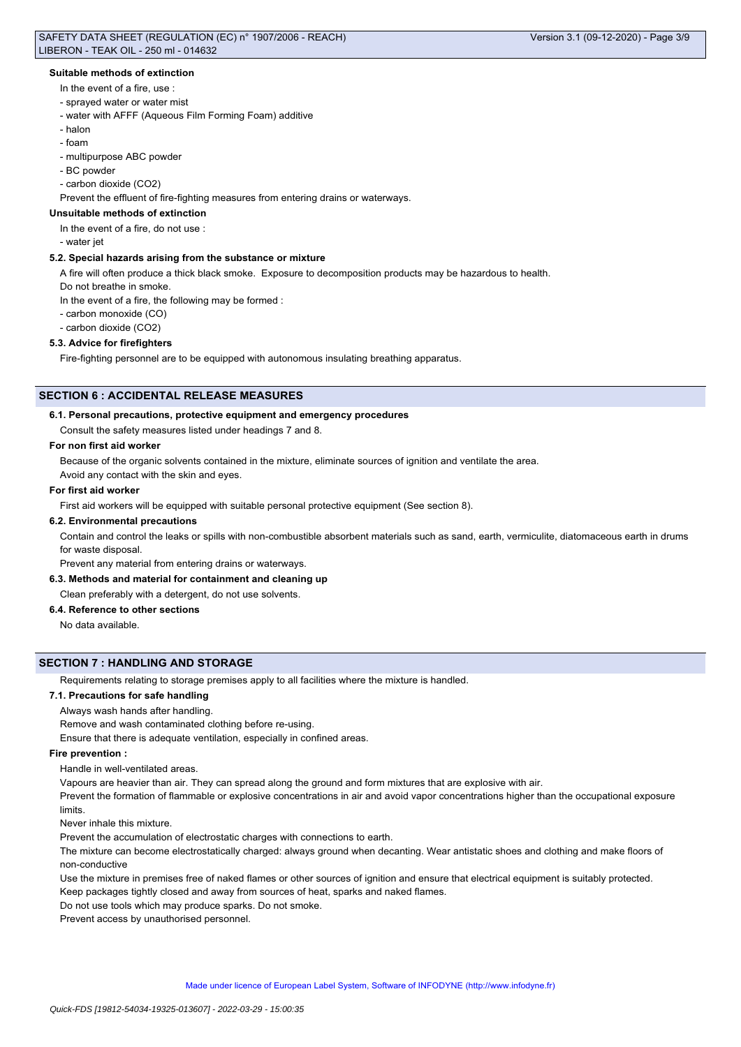#### Suitable methods of extinction

In the event of a fire, use :

- sprayed water or water mist
- water with AFFF (Aqueous Film Forming Foam) additive
- halon
- foam
- multipurpose ABC powder
- BC powder
- carbon dioxide ($CO_2$)

Prevent the effluent of fire-fighting measures from entering drains or waterways.

#### Unsuitable methods of extinction

In the event of a fire, do not use :

- water jet

#### 5.2. Special hazards arising from the substance or mixture

A fire will often produce a thick black smoke. Exposure to decomposition products may be hazardous to health.

Do not breathe in smoke.

In the event of a fire, the following may be formed :

- carbon monoxide (CO)
- carbon dioxide ($CO_2$)

#### 5.3. Advice for firefighters

Fire-fighting personnel are to be equipped with autonomous insulating breathing apparatus.

## SECTION 6 : ACCIDENTAL RELEASE MEASURES

#### 6.1. Personal precautions, protective equipment and emergency procedures

Consult the safety measures listed under headings 7 and 8.

#### For non first aid worker

Because of the organic solvents contained in the mixture, eliminate sources of ignition and ventilate the area.

Avoid any contact with the skin and eyes.

#### For first aid worker

First aid workers will be equipped with suitable personal protective equipment (See section 8).

#### 6.2. Environmental precautions

Contain and control the leaks or spills with non-combustible absorbent materials such as sand, earth, vermiculite, diatomaceous earth in drums for waste disposal.

Prevent any material from entering drains or waterways.

#### 6.3. Methods and material for containment and cleaning up

Clean preferably with a detergent, do not use solvents.

#### 6.4. Reference to other sections

No data available.

## SECTION 7 : HANDLING AND STORAGE

Requirements relating to storage premises apply to all facilities where the mixture is handled.

#### 7.1. Precautions for safe handling

Always wash hands after handling.

Remove and wash contaminated clothing before re-using.

Ensure that there is adequate ventilation, especially in confined areas.

#### Fire prevention :

Handle in well-ventilated areas.

Vapours are heavier than air. They can spread along the ground and form mixtures that are explosive with air.

Prevent the formation of flammable or explosive concentrations in air and avoid vapor concentrations higher than the occupational exposure limits.

Never inhale this mixture.

Prevent the accumulation of electrostatic charges with connections to earth.

The mixture can become electrostatically charged: always ground when decanting. Wear antistatic shoes and clothing and make floors of non-conductive

Use the mixture in premises free of naked flames or other sources of ignition and ensure that electrical equipment is suitably protected.

Keep packages tightly closed and away from sources of heat, sparks and naked flames.

Do not use tools which may produce sparks. Do not smoke.

Prevent access by unauthorised personnel.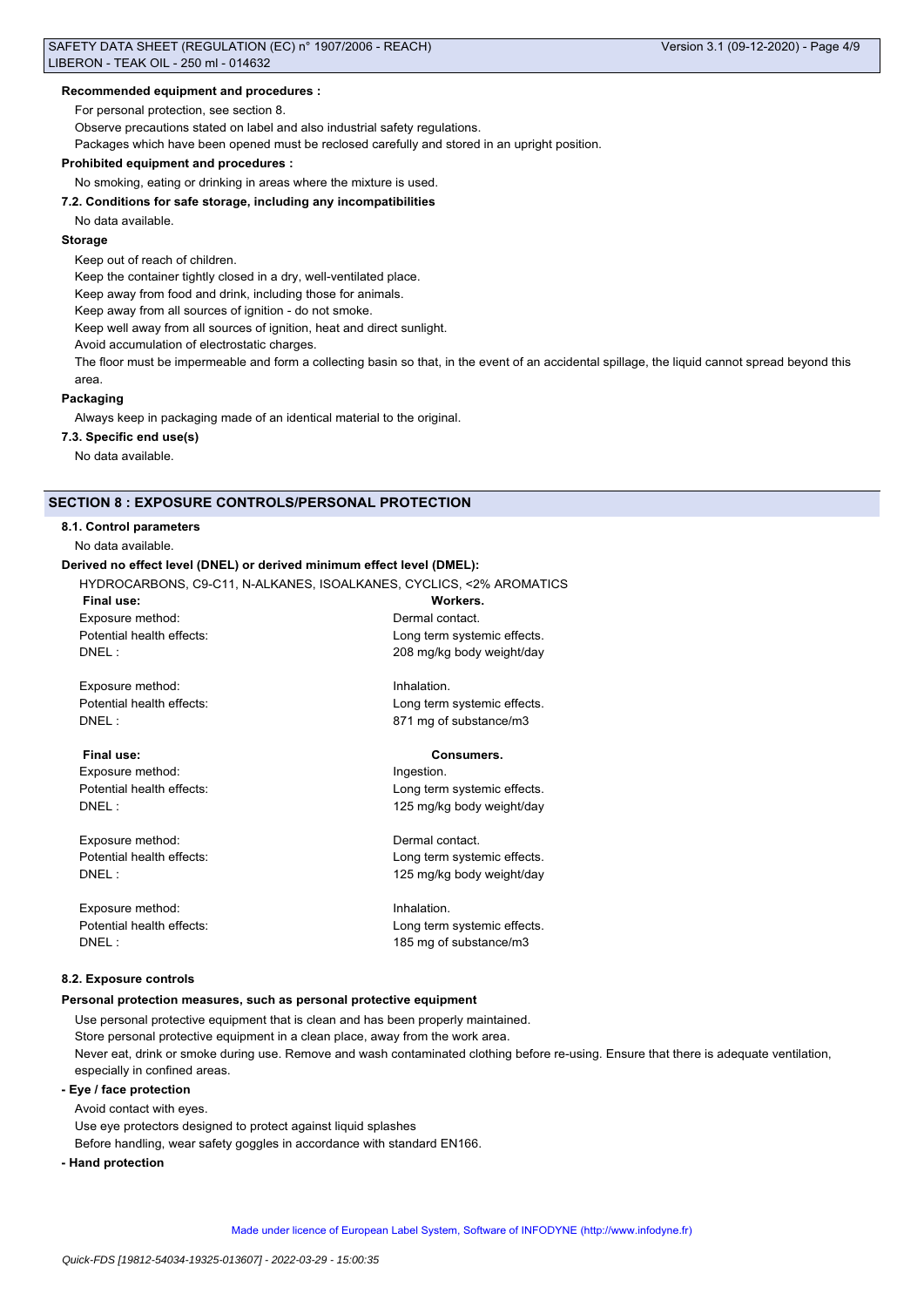**Recommended equipment and procedures :**

For personal protection, see section 8.

Observe precautions stated on label and also industrial safety regulations.

Packages which have been opened must be reclosed carefully and stored in an upright position.

**Prohibited equipment and procedures :**

No smoking, eating or drinking in areas where the mixture is used.

**7.2. Conditions for safe storage, including any incompatibilities**

No data available.

**Storage**

Keep out of reach of children.

Keep the container tightly closed in a dry, well-ventilated place.

Keep away from food and drink, including those for animals.

Keep away from all sources of ignition - do not smoke.

Keep well away from all sources of ignition, heat and direct sunlight.

Avoid accumulation of electrostatic charges.

The floor must be impermeable and form a collecting basin so that, in the event of an accidental spillage, the liquid cannot spread beyond this area.

**Packaging**

Always keep in packaging made of an identical material to the original.

**7.3. Specific end use(s)**

No data available.

## SECTION 8 : EXPOSURE CONTROLS/PERSONAL PROTECTION

**8.1. Control parameters**

No data available.

**Derived no effect level (DNEL) or derived minimum effect level (DMEL):**

HYDROCARBONS, C9-C11, N-ALKANES, ISOALKANES, CYCLICS, <2% AROMATICS

| **Final use:** | **Workers.** |
|---|---|
| Exposure method: | Dermal contact. |
| Potential health effects: | Long term systemic effects. |
| DNEL : | 208 mg/kg body weight/day |
| | |
| Exposure method: | Inhalation. |
| Potential health effects: | Long term systemic effects. |
| DNEL : | 871 mg of substance/m3 |

| **Final use:** | **Consumers.** |
|---|---|
| Exposure method: | Ingestion. |
| Potential health effects: | Long term systemic effects. |
| DNEL : | 125 mg/kg body weight/day |
| | |
| Exposure method: | Dermal contact. |
| Potential health effects: | Long term systemic effects. |
| DNEL : | 125 mg/kg body weight/day |
| | |
| Exposure method: | Inhalation. |
| Potential health effects: | Long term systemic effects. |
| DNEL : | 185 mg of substance/m3 |

**8.2. Exposure controls**

**Personal protection measures, such as personal protective equipment**

Use personal protective equipment that is clean and has been properly maintained.

Store personal protective equipment in a clean place, away from the work area.

Never eat, drink or smoke during use. Remove and wash contaminated clothing before re-using. Ensure that there is adequate ventilation, especially in confined areas.

**- Eye / face protection**

Avoid contact with eyes.

Use eye protectors designed to protect against liquid splashes

Before handling, wear safety goggles in accordance with standard EN166.

**- Hand protection**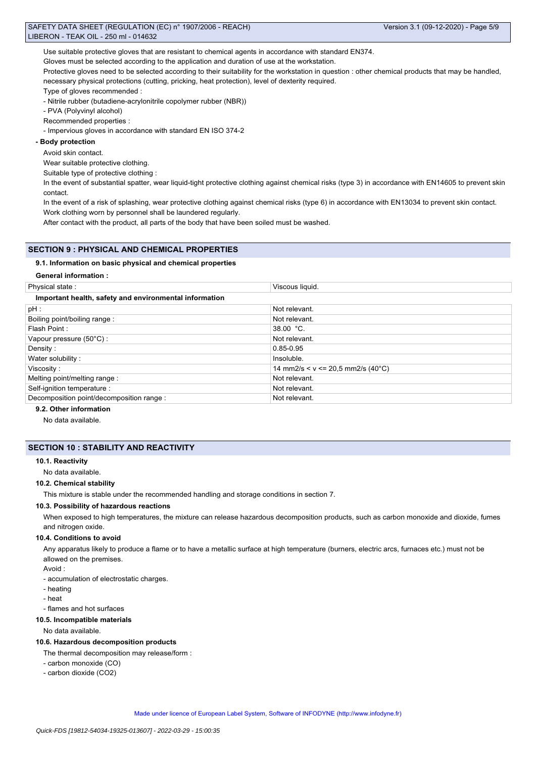Use suitable protective gloves that are resistant to chemical agents in accordance with standard EN374.

Gloves must be selected according to the application and duration of use at the workstation.

Protective gloves need to be selected according to their suitability for the workstation in question : other chemical products that may be handled, necessary physical protections (cutting, pricking, heat protection), level of dexterity required.

Type of gloves recommended :

- Nitrile rubber (butadiene-acrylonitrile copolymer rubber (NBR))
- PVA (Polyvinyl alcohol)

Recommended properties :

- Impervious gloves in accordance with standard EN ISO 374-2

**- Body protection**

Avoid skin contact.

Wear suitable protective clothing.

Suitable type of protective clothing :

In the event of substantial spatter, wear liquid-tight protective clothing against chemical risks (type 3) in accordance with EN14605 to prevent skin contact.

In the event of a risk of splashing, wear protective clothing against chemical risks (type 6) in accordance with EN13034 to prevent skin contact.

Work clothing worn by personnel shall be laundered regularly.

After contact with the product, all parts of the body that have been soiled must be washed.

## SECTION 9 : PHYSICAL AND CHEMICAL PROPERTIES

### 9.1. Information on basic physical and chemical properties

**General information :**

| Physical state : | Viscous liquid. |
|---|---|
| **Important health, safety and environmental information** | |
| pH : | Not relevant. |
| Boiling point/boiling range : | Not relevant. |
| Flash Point : | 38.00 °C. |
| Vapour pressure (50°C) : | Not relevant. |
| Density : | 0.85-0.95 |
| Water solubility : | Insoluble. |
| Viscosity : | 14 mm2/s < v <= 20,5 mm2/s (40°C) |
| Melting point/melting range : | Not relevant. |
| Self-ignition temperature : | Not relevant. |
| Decomposition point/decomposition range : | Not relevant. |

### 9.2. Other information

No data available.

## SECTION 10 : STABILITY AND REACTIVITY

### 10.1. Reactivity

No data available.

### 10.2. Chemical stability

This mixture is stable under the recommended handling and storage conditions in section 7.

### 10.3. Possibility of hazardous reactions

When exposed to high temperatures, the mixture can release hazardous decomposition products, such as carbon monoxide and dioxide, fumes and nitrogen oxide.

### 10.4. Conditions to avoid

Any apparatus likely to produce a flame or to have a metallic surface at high temperature (burners, electric arcs, furnaces etc.) must not be allowed on the premises.

Avoid :

- accumulation of electrostatic charges.
- heating
- heat
- flames and hot surfaces

### 10.5. Incompatible materials

No data available.

### 10.6. Hazardous decomposition products

The thermal decomposition may release/form :

- carbon monoxide (CO)
- carbon dioxide ($CO_2$)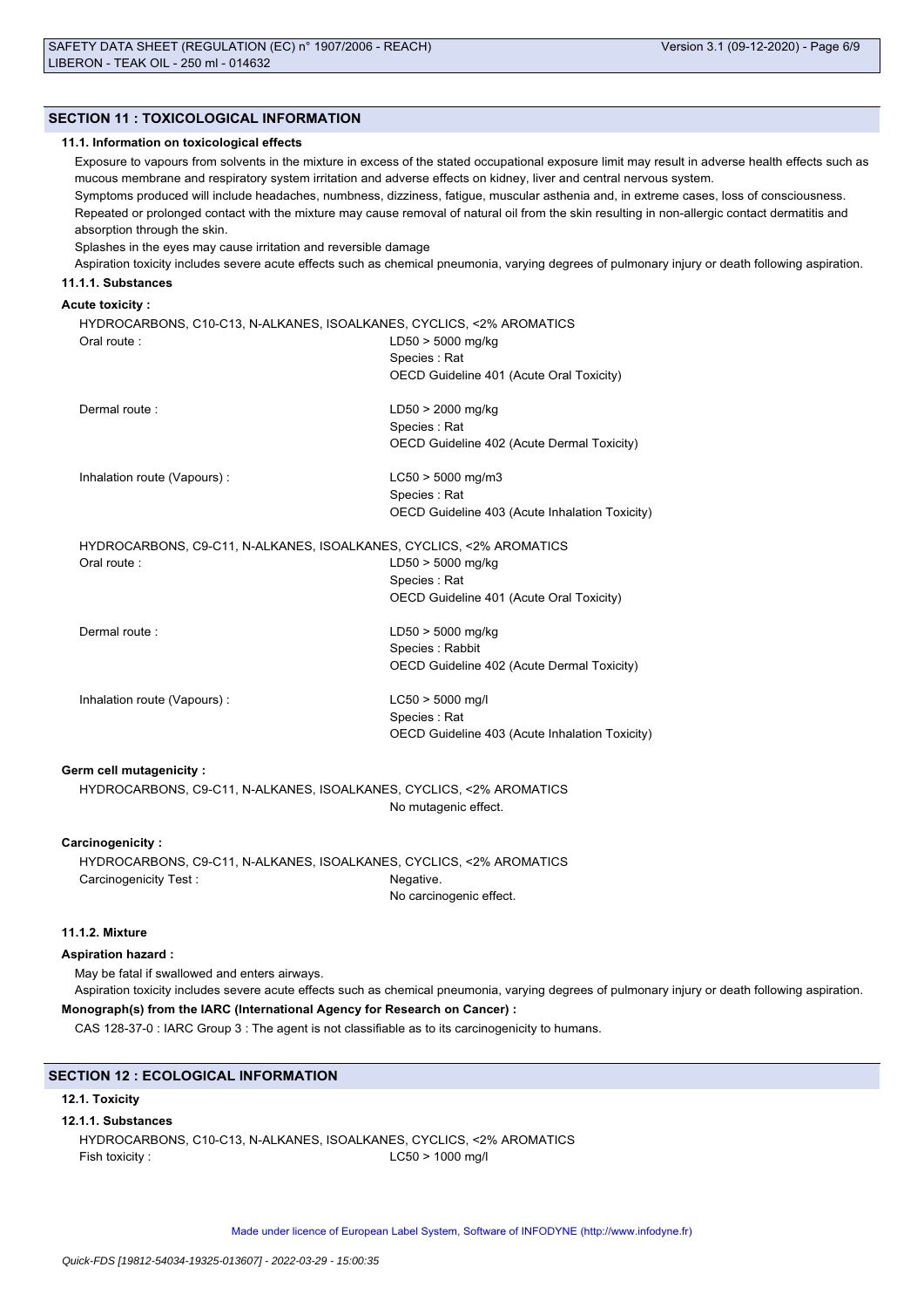## SECTION 11 : TOXICOLOGICAL INFORMATION

### 11.1. Information on toxicological effects

Exposure to vapours from solvents in the mixture in excess of the stated occupational exposure limit may result in adverse health effects such as mucous membrane and respiratory system irritation and adverse effects on kidney, liver and central nervous system.

Symptoms produced will include headaches, numbness, dizziness, fatigue, muscular asthenia and, in extreme cases, loss of consciousness.

Repeated or prolonged contact with the mixture may cause removal of natural oil from the skin resulting in non-allergic contact dermatitis and absorption through the skin.

Splashes in the eyes may cause irritation and reversible damage

Aspiration toxicity includes severe acute effects such as chemical pneumonia, varying degrees of pulmonary injury or death following aspiration.

#### 11.1.1. Substances

**Acute toxicity :**

HYDROCARBONS, C10-C13, N-ALKANES, ISOALKANES, CYCLICS, <2% AROMATICS

| | |
|---|---|
| Oral route : | LD50 > 5000 mg/kg<br>Species : Rat<br>OECD Guideline 401 (Acute Oral Toxicity) |
| Dermal route : | LD50 > 2000 mg/kg<br>Species : Rat<br>OECD Guideline 402 (Acute Dermal Toxicity) |
| Inhalation route (Vapours) : | LC50 > 5000 mg/m3<br>Species : Rat<br>OECD Guideline 403 (Acute Inhalation Toxicity) |

HYDROCARBONS, C9-C11, N-ALKANES, ISOALKANES, CYCLICS, <2% AROMATICS

| | |
|---|---|
| Oral route : | LD50 > 5000 mg/kg<br>Species : Rat<br>OECD Guideline 401 (Acute Oral Toxicity) |
| Dermal route : | LD50 > 5000 mg/kg<br>Species : Rabbit<br>OECD Guideline 402 (Acute Dermal Toxicity) |
| Inhalation route (Vapours) : | LC50 > 5000 mg/l<br>Species : Rat<br>OECD Guideline 403 (Acute Inhalation Toxicity) |

**Germ cell mutagenicity :**

HYDROCARBONS, C9-C11, N-ALKANES, ISOALKANES, CYCLICS, <2% AROMATICS

No mutagenic effect.

**Carcinogenicity :**

HYDROCARBONS, C9-C11, N-ALKANES, ISOALKANES, CYCLICS, <2% AROMATICS

| | |
|---|---|
| Carcinogenicity Test : | Negative.<br>No carcinogenic effect. |

#### 11.1.2. Mixture

**Aspiration hazard :**

May be fatal if swallowed and enters airways.

Aspiration toxicity includes severe acute effects such as chemical pneumonia, varying degrees of pulmonary injury or death following aspiration.

**Monograph(s) from the IARC (International Agency for Research on Cancer) :**

CAS 128-37-0 : IARC Group 3 : The agent is not classifiable as to its carcinogenicity to humans.

## SECTION 12 : ECOLOGICAL INFORMATION

### 12.1. Toxicity

#### 12.1.1. Substances

HYDROCARBONS, C10-C13, N-ALKANES, ISOALKANES, CYCLICS, <2% AROMATICS

| | |
|---|---|
| Fish toxicity : | LC50 > 1000 mg/l |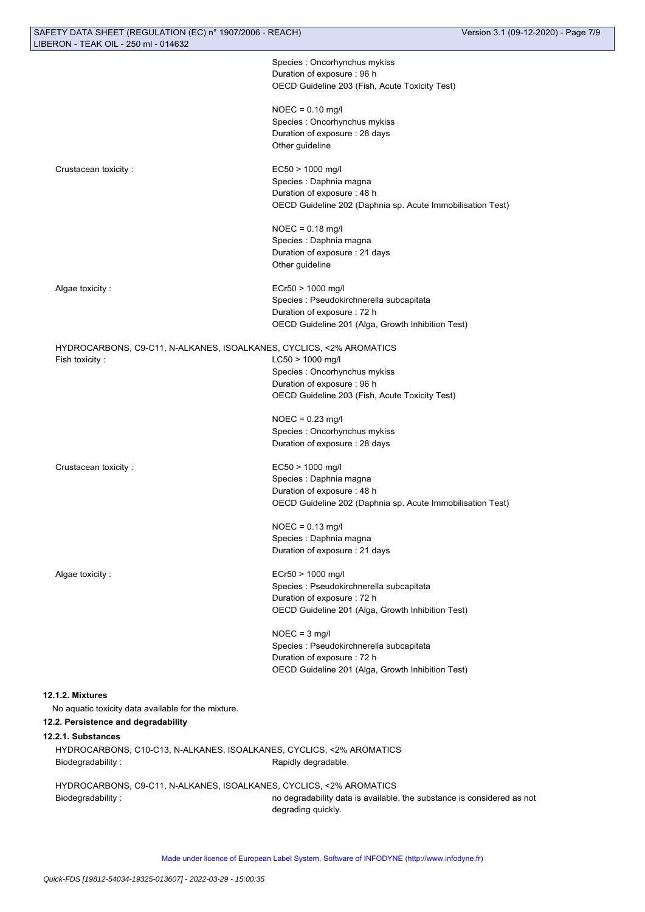| | |
|---|---|
| | Species : Oncorhynchus mykiss<br>Duration of exposure : 96 h<br>OECD Guideline 203 (Fish, Acute Toxicity Test) |
| | NOEC = 0.10 mg/l<br>Species : Oncorhynchus mykiss<br>Duration of exposure : 28 days<br>Other guideline |
| Crustacean toxicity : | EC50 > 1000 mg/l<br>Species : Daphnia magna<br>Duration of exposure : 48 h<br>OECD Guideline 202 (Daphnia sp. Acute Immobilisation Test) |
| | NOEC = 0.18 mg/l<br>Species : Daphnia magna<br>Duration of exposure : 21 days<br>Other guideline |
| Algae toxicity : | ECr50 > 1000 mg/l<br>Species : Pseudokirchnerella subcapitata<br>Duration of exposure : 72 h<br>OECD Guideline 201 (Alga, Growth Inhibition Test) |

HYDROCARBONS, C9-C11, N-ALKANES, ISOALKANES, CYCLICS, <2% AROMATICS

| | |
|---|---|
| Fish toxicity : | LC50 > 1000 mg/l<br>Species : Oncorhynchus mykiss<br>Duration of exposure : 96 h<br>OECD Guideline 203 (Fish, Acute Toxicity Test) |
| | NOEC = 0.23 mg/l<br>Species : Oncorhynchus mykiss<br>Duration of exposure : 28 days |
| Crustacean toxicity : | EC50 > 1000 mg/l<br>Species : Daphnia magna<br>Duration of exposure : 48 h<br>OECD Guideline 202 (Daphnia sp. Acute Immobilisation Test) |
| | NOEC = 0.13 mg/l<br>Species : Daphnia magna<br>Duration of exposure : 21 days |
| Algae toxicity : | ECr50 > 1000 mg/l<br>Species : Pseudokirchnerella subcapitata<br>Duration of exposure : 72 h<br>OECD Guideline 201 (Alga, Growth Inhibition Test) |
| | NOEC = 3 mg/l<br>Species : Pseudokirchnerella subcapitata<br>Duration of exposure : 72 h<br>OECD Guideline 201 (Alga, Growth Inhibition Test) |

**12.1.2. Mixtures**

No aquatic toxicity data available for the mixture.

**12.2. Persistence and degradability**

**12.2.1. Substances**

HYDROCARBONS, C10-C13, N-ALKANES, ISOALKANES, CYCLICS, <2% AROMATICS

Biodegradability : Rapidly degradable.

HYDROCARBONS, C9-C11, N-ALKANES, ISOALKANES, CYCLICS, <2% AROMATICS

Biodegradability : no degradability data is available, the substance is considered as not degrading quickly.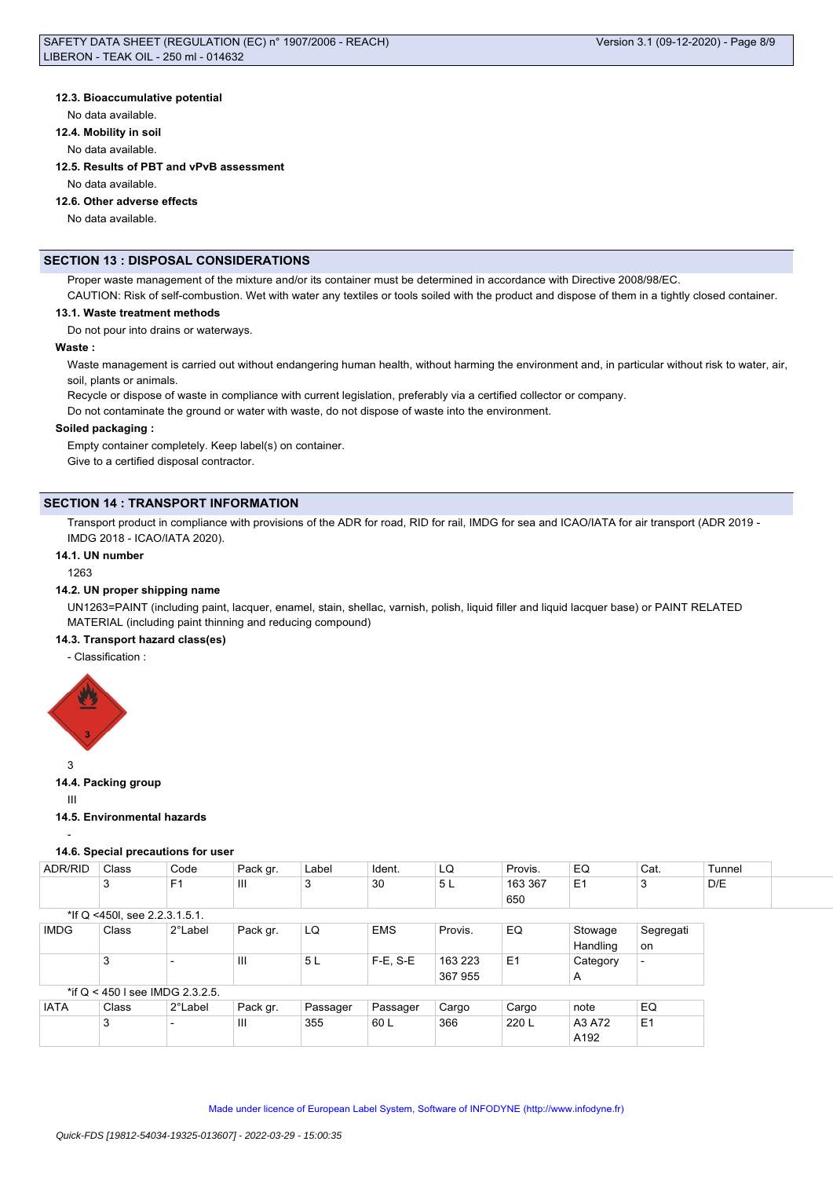#### 12.3. Bioaccumulative potential

No data available.

#### 12.4. Mobility in soil

No data available.

#### 12.5. Results of PBT and vPvB assessment

No data available.

#### 12.6. Other adverse effects

No data available.

## SECTION 13 : DISPOSAL CONSIDERATIONS

Proper waste management of the mixture and/or its container must be determined in accordance with Directive 2008/98/EC.

CAUTION: Risk of self-combustion. Wet with water any textiles or tools soiled with the product and dispose of them in a tightly closed container.

#### 13.1. Waste treatment methods

Do not pour into drains or waterways.

**Waste :**

Waste management is carried out without endangering human health, without harming the environment and, in particular without risk to water, air, soil, plants or animals.

Recycle or dispose of waste in compliance with current legislation, preferably via a certified collector or company.

Do not contaminate the ground or water with waste, do not dispose of waste into the environment.

**Soiled packaging :**

Empty container completely. Keep label(s) on container.

Give to a certified disposal contractor.

## SECTION 14 : TRANSPORT INFORMATION

Transport product in compliance with provisions of the ADR for road, RID for rail, IMDG for sea and ICAO/IATA for air transport (ADR 2019 - IMDG 2018 - ICAO/IATA 2020).

#### 14.1. UN number

1263

#### 14.2. UN proper shipping name

UN1263=PAINT (including paint, lacquer, enamel, stain, shellac, varnish, polish, liquid filler and liquid lacquer base) or PAINT RELATED MATERIAL (including paint thinning and reducing compound)

#### 14.3. Transport hazard class(es)

- Classification :

3

#### 14.4. Packing group

III

#### 14.5. Environmental hazards

-

#### 14.6. Special precautions for user

| ADR/RID | Class | Code | Pack gr. | Label | Ident. | LQ | Provis. | EQ | Cat. | Tunnel |
|---|---|---|---|---|---|---|---|---|---|---|
| | 3 | F1 | III | 3 | 30 | 5 L | 163 367 650 | E1 | 3 | D/E |

*If Q <450l, see 2.2.3.1.5.1.

| IMDG | Class | 2°Label | Pack gr. | LQ | EMS | Provis. | EQ | Stowage Handling | Segregation |
|---|---|---|---|---|---|---|---|---|---|
| | 3 | - | III | 5 L | F-E, S-E | 163 223 367 955 | E1 | Category A | - |

*if Q < 450 l see IMDG 2.3.2.5.

| IATA | Class | 2°Label | Pack gr. | Passager | Passager | Cargo | Cargo | note | EQ |
|---|---|---|---|---|---|---|---|---|---|
| | 3 | - | III | 355 | 60 L | 366 | 220 L | A3 A72 A192 | E1 |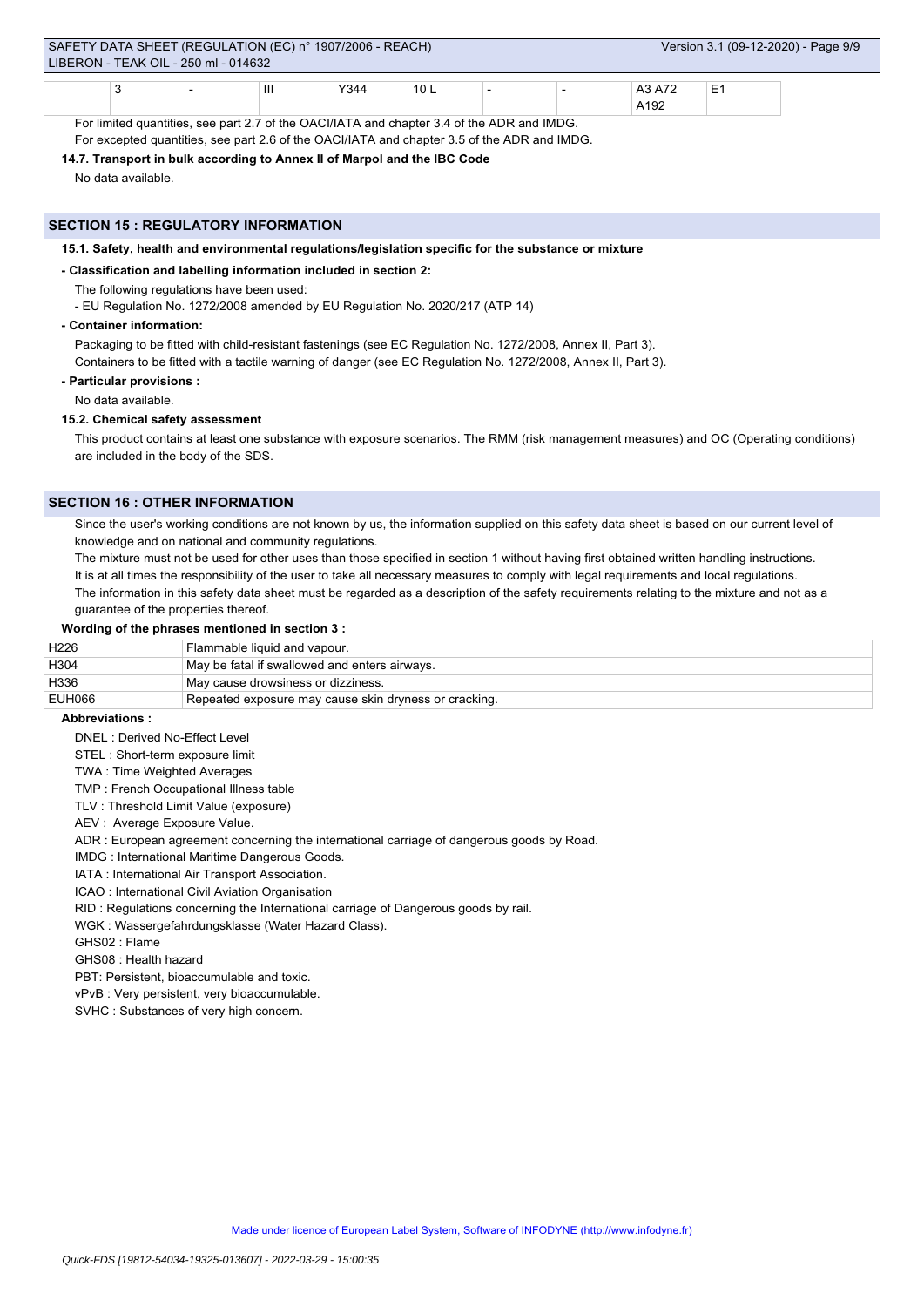| | | | | | | | | | |
|---|---|---|---|---|---|---|---|---|---|
| | 3 | - | III | Y344 | 10 L | - | - | A3 A72 A192 | E1 |

For limited quantities, see part 2.7 of the OACI/IATA and chapter 3.4 of the ADR and IMDG.

For excepted quantities, see part 2.6 of the OACI/IATA and chapter 3.5 of the ADR and IMDG.

**14.7. Transport in bulk according to Annex II of Marpol and the IBC Code**

No data available.

## SECTION 15 : REGULATORY INFORMATION

**15.1. Safety, health and environmental regulations/legislation specific for the substance or mixture**

**- Classification and labelling information included in section 2:**

The following regulations have been used:

- EU Regulation No. 1272/2008 amended by EU Regulation No. 2020/217 (ATP 14)

**- Container information:**

Packaging to be fitted with child-resistant fastenings (see EC Regulation No. 1272/2008, Annex II, Part 3).

Containers to be fitted with a tactile warning of danger (see EC Regulation No. 1272/2008, Annex II, Part 3).

**- Particular provisions :**

No data available.

**15.2. Chemical safety assessment**

This product contains at least one substance with exposure scenarios. The RMM (risk management measures) and OC (Operating conditions) are included in the body of the SDS.

## SECTION 16 : OTHER INFORMATION

Since the user's working conditions are not known by us, the information supplied on this safety data sheet is based on our current level of knowledge and on national and community regulations.

The mixture must not be used for other uses than those specified in section 1 without having first obtained written handling instructions.

It is at all times the responsibility of the user to take all necessary measures to comply with legal requirements and local regulations.

The information in this safety data sheet must be regarded as a description of the safety requirements relating to the mixture and not as a guarantee of the properties thereof.

**Wording of the phrases mentioned in section 3 :**

| | |
|---|---|
| H226 | Flammable liquid and vapour. |
| H304 | May be fatal if swallowed and enters airways. |
| H336 | May cause drowsiness or dizziness. |
| EUH066 | Repeated exposure may cause skin dryness or cracking. |

**Abbreviations :**

DNEL : Derived No-Effect Level

STEL : Short-term exposure limit

TWA : Time Weighted Averages

TMP : French Occupational Illness table

TLV : Threshold Limit Value (exposure)

AEV : Average Exposure Value.

ADR : European agreement concerning the international carriage of dangerous goods by Road.

IMDG : International Maritime Dangerous Goods.

IATA : International Air Transport Association.

ICAO : International Civil Aviation Organisation

RID : Regulations concerning the International carriage of Dangerous goods by rail.

WGK : Wassergefahrdungsklasse (Water Hazard Class).

GHS02 : Flame

GHS08 : Health hazard

PBT: Persistent, bioaccumulable and toxic.

vPvB : Very persistent, very bioaccumulable.

SVHC : Substances of very high concern.